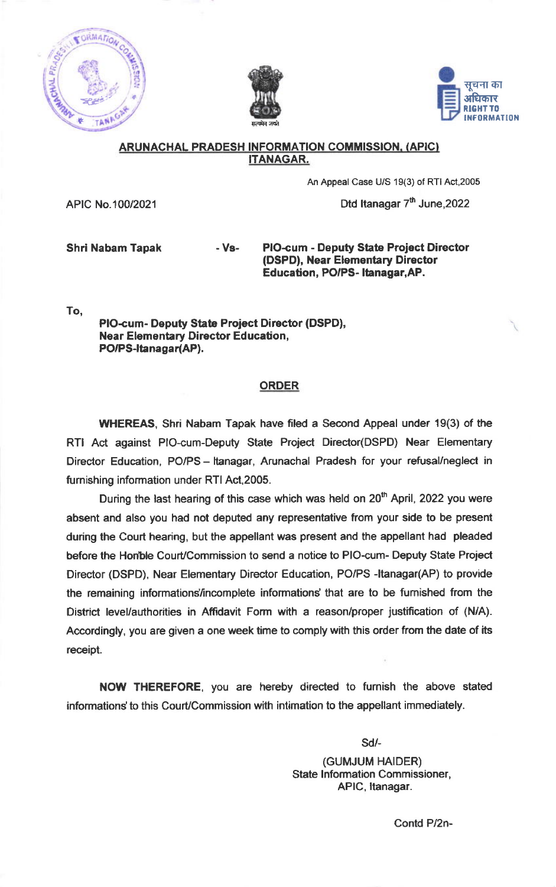## ARUNACHAL PRADESH INFORMATION COMMISSION, (APIC) ITANAGAR.

An Appeal Case U/S 19(3) of RTI Act,2005

APIC No.100/2021

Dtd Itanagar 7th June,2022

**Shri Nabam Tapak** - Vs- **PIO-cum - Deputy State Project Director (DSPD), Near Elementary Director Education, PO/PS- Itanagar,AP.**

To,

**PIO-cum- Deputy State Project Director (DSPD),**
**Near Elementary Director Education,**
**PO/PS-Itanagar(AP).**

### ORDER

**WHEREAS**, Shri Nabam Tapak have filed a Second Appeal under 19(3) of the RTI Act against PIO-cum-Deputy State Project Director(DSPD) Near Elementary Director Education, PO/PS – Itanagar, Arunachal Pradesh for your refusal/neglect in furnishing information under RTI Act,2005.

During the last hearing of this case which was held on 20th April, 2022 you were absent and also you had not deputed any representative from your side to be present during the Court hearing, but the appellant was present and the appellant had pleaded before the Hon'ble Court/Commission to send a notice to PIO-cum- Deputy State Project Director (DSPD), Near Elementary Director Education, PO/PS -Itanagar(AP) to provide the remaining informations/incomplete informations' that are to be furnished from the District level/authorities in Affidavit Form with a reason/proper justification of (N/A). Accordingly, you are given a one week time to comply with this order from the date of its receipt.

**NOW THEREFORE**, you are hereby directed to furnish the above stated informations' to this Court/Commission with intimation to the appellant immediately.

Sd/-

(GUMJUM HAIDER)
State Information Commissioner,
APIC, Itanagar.

Contd P/2n-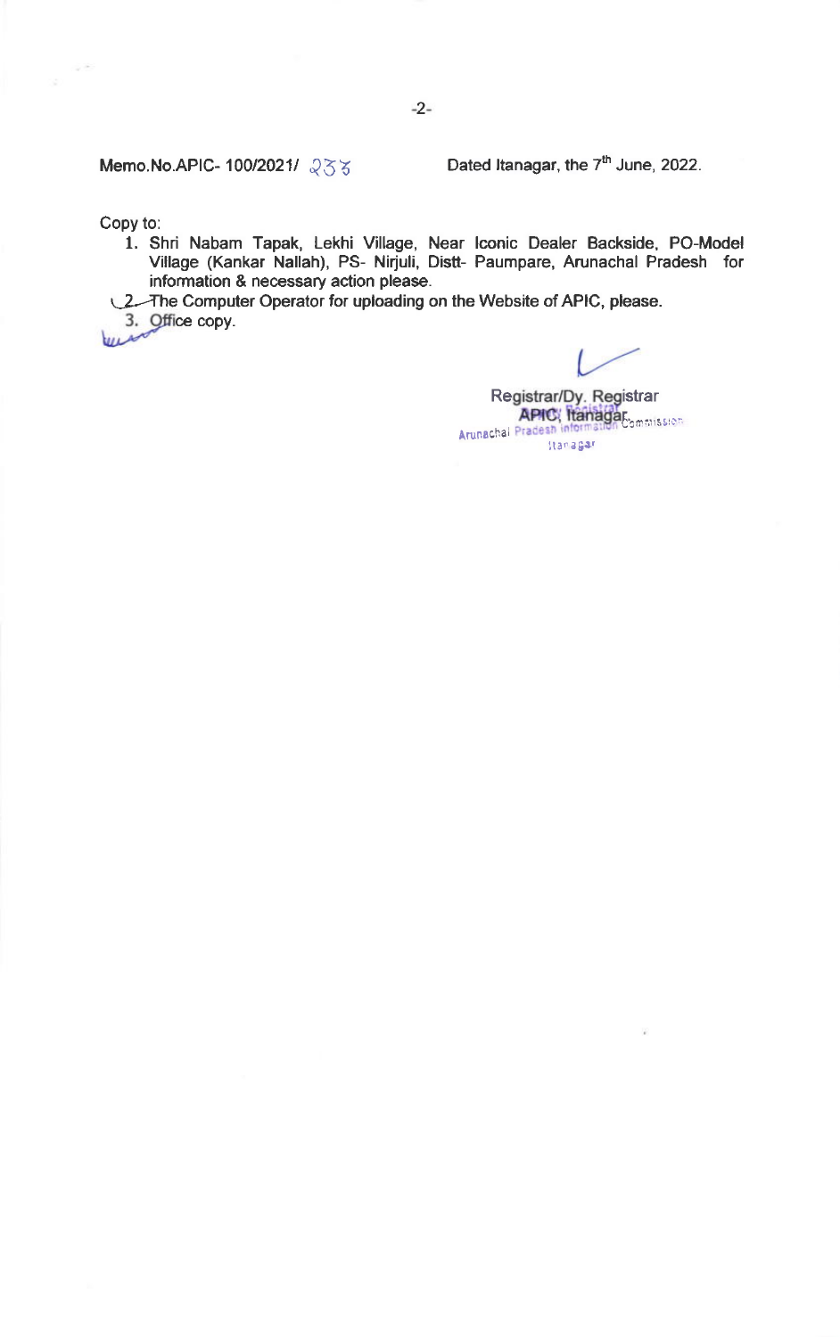Memo.No.APIC- 100/2021/ 233 Dated Itanagar, the 7th June, 2022.

Copy to:

1. Shri Nabam Tapak, Lekhi Village, Near Iconic Dealer Backside, PO-Model Village (Kankar Nallah), PS- Nirjuli, Distt- Paumpare, Arunachal Pradesh for information & necessary action please.
2. The Computer Operator for uploading on the Website of APIC, please.
3. Office copy.

Registrar/Dy. Registrar
APIC, Itanagar
Registrar
Arunachal Pradesh Information Commission
Itanagar